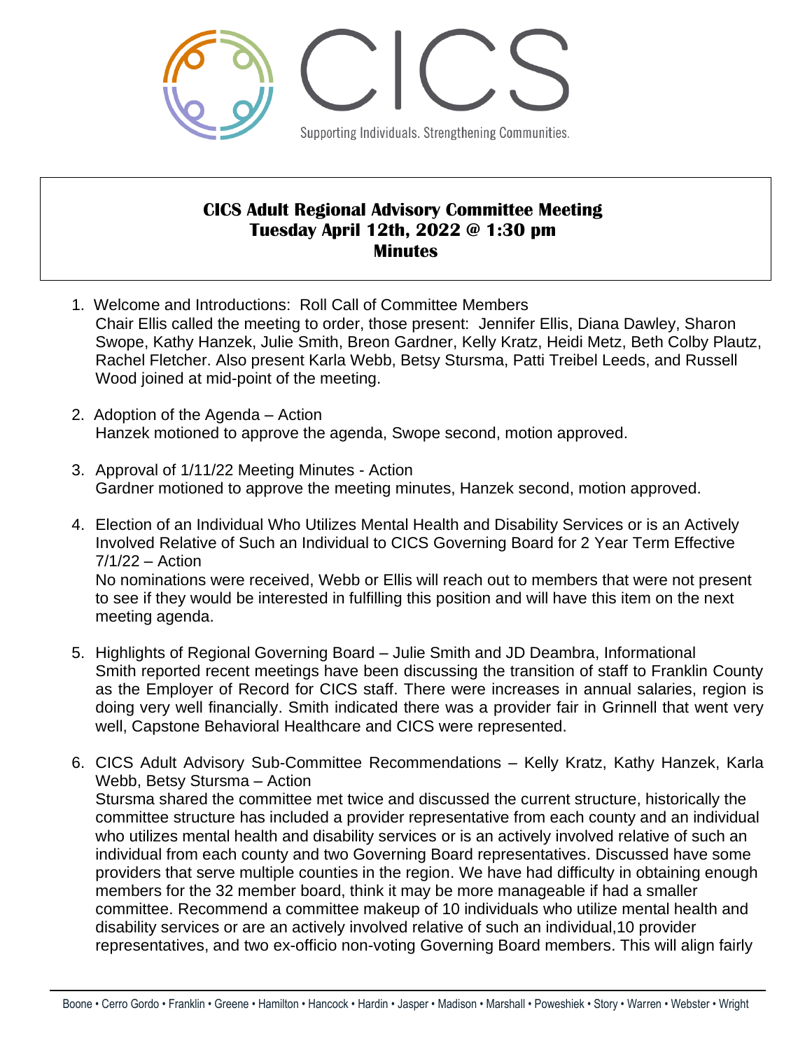CICS

Supporting Individuals. Strengthening Communities.

# CICS Adult Regional Advisory Committee Meeting
## Tuesday April 12th, 2022 @ 1:30 pm
## Minutes

1. Welcome and Introductions: Roll Call of Committee Members
   Chair Ellis called the meeting to order, those present: Jennifer Ellis, Diana Dawley, Sharon Swope, Kathy Hanzek, Julie Smith, Breon Gardner, Kelly Kratz, Heidi Metz, Beth Colby Plautz, Rachel Fletcher. Also present Karla Webb, Betsy Stursma, Patti Treibel Leeds, and Russell Wood joined at mid-point of the meeting.

2. Adoption of the Agenda – Action
   Hanzek motioned to approve the agenda, Swope second, motion approved.

3. Approval of 1/11/22 Meeting Minutes - Action
   Gardner motioned to approve the meeting minutes, Hanzek second, motion approved.

4. Election of an Individual Who Utilizes Mental Health and Disability Services or is an Actively Involved Relative of Such an Individual to CICS Governing Board for 2 Year Term Effective 7/1/22 – Action
   No nominations were received, Webb or Ellis will reach out to members that were not present to see if they would be interested in fulfilling this position and will have this item on the next meeting agenda.

5. Highlights of Regional Governing Board – Julie Smith and JD Deambra, Informational
   Smith reported recent meetings have been discussing the transition of staff to Franklin County as the Employer of Record for CICS staff. There were increases in annual salaries, region is doing very well financially. Smith indicated there was a provider fair in Grinnell that went very well, Capstone Behavioral Healthcare and CICS were represented.

6. CICS Adult Advisory Sub-Committee Recommendations – Kelly Kratz, Kathy Hanzek, Karla Webb, Betsy Stursma – Action
   Stursma shared the committee met twice and discussed the current structure, historically the committee structure has included a provider representative from each county and an individual who utilizes mental health and disability services or is an actively involved relative of such an individual from each county and two Governing Board representatives. Discussed have some providers that serve multiple counties in the region. We have had difficulty in obtaining enough members for the 32 member board, think it may be more manageable if had a smaller committee. Recommend a committee makeup of 10 individuals who utilize mental health and disability services or are an actively involved relative of such an individual,10 provider representatives, and two ex-officio non-voting Governing Board members. This will align fairly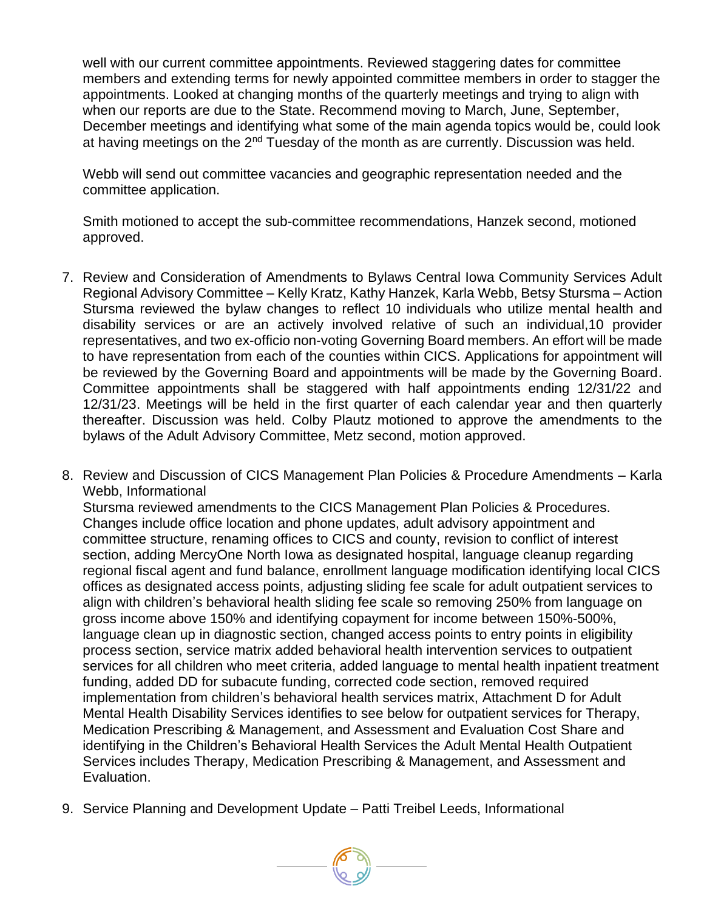well with our current committee appointments. Reviewed staggering dates for committee members and extending terms for newly appointed committee members in order to stagger the appointments. Looked at changing months of the quarterly meetings and trying to align with when our reports are due to the State. Recommend moving to March, June, September, December meetings and identifying what some of the main agenda topics would be, could look at having meetings on the 2nd Tuesday of the month as are currently. Discussion was held.

Webb will send out committee vacancies and geographic representation needed and the committee application.

Smith motioned to accept the sub-committee recommendations, Hanzek second, motioned approved.

7. Review and Consideration of Amendments to Bylaws Central Iowa Community Services Adult Regional Advisory Committee – Kelly Kratz, Kathy Hanzek, Karla Webb, Betsy Stursma – Action
Stursma reviewed the bylaw changes to reflect 10 individuals who utilize mental health and disability services or are an actively involved relative of such an individual,10 provider representatives, and two ex-officio non-voting Governing Board members. An effort will be made to have representation from each of the counties within CICS. Applications for appointment will be reviewed by the Governing Board and appointments will be made by the Governing Board. Committee appointments shall be staggered with half appointments ending 12/31/22 and 12/31/23. Meetings will be held in the first quarter of each calendar year and then quarterly thereafter. Discussion was held. Colby Plautz motioned to approve the amendments to the bylaws of the Adult Advisory Committee, Metz second, motion approved.

8. Review and Discussion of CICS Management Plan Policies & Procedure Amendments – Karla Webb, Informational
Stursma reviewed amendments to the CICS Management Plan Policies & Procedures. Changes include office location and phone updates, adult advisory appointment and committee structure, renaming offices to CICS and county, revision to conflict of interest section, adding MercyOne North Iowa as designated hospital, language cleanup regarding regional fiscal agent and fund balance, enrollment language modification identifying local CICS offices as designated access points, adjusting sliding fee scale for adult outpatient services to align with children's behavioral health sliding fee scale so removing 250% from language on gross income above 150% and identifying copayment for income between 150%-500%, language clean up in diagnostic section, changed access points to entry points in eligibility process section, service matrix added behavioral health intervention services to outpatient services for all children who meet criteria, added language to mental health inpatient treatment funding, added DD for subacute funding, corrected code section, removed required implementation from children's behavioral health services matrix, Attachment D for Adult Mental Health Disability Services identifies to see below for outpatient services for Therapy, Medication Prescribing & Management, and Assessment and Evaluation Cost Share and identifying in the Children's Behavioral Health Services the Adult Mental Health Outpatient Services includes Therapy, Medication Prescribing & Management, and Assessment and Evaluation.

9. Service Planning and Development Update – Patti Treibel Leeds, Informational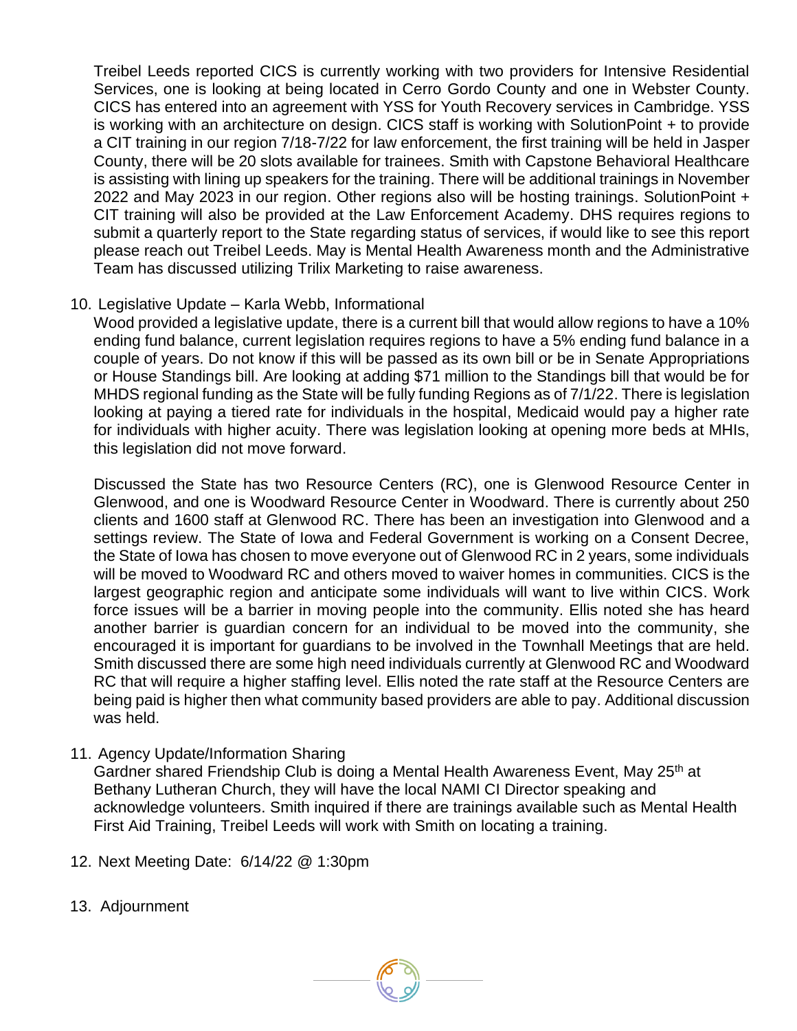Treibel Leeds reported CICS is currently working with two providers for Intensive Residential Services, one is looking at being located in Cerro Gordo County and one in Webster County. CICS has entered into an agreement with YSS for Youth Recovery services in Cambridge. YSS is working with an architecture on design. CICS staff is working with SolutionPoint + to provide a CIT training in our region 7/18-7/22 for law enforcement, the first training will be held in Jasper County, there will be 20 slots available for trainees. Smith with Capstone Behavioral Healthcare is assisting with lining up speakers for the training. There will be additional trainings in November 2022 and May 2023 in our region. Other regions also will be hosting trainings. SolutionPoint + CIT training will also be provided at the Law Enforcement Academy. DHS requires regions to submit a quarterly report to the State regarding status of services, if would like to see this report please reach out Treibel Leeds. May is Mental Health Awareness month and the Administrative Team has discussed utilizing Trilix Marketing to raise awareness.

10. Legislative Update – Karla Webb, Informational

    Wood provided a legislative update, there is a current bill that would allow regions to have a 10% ending fund balance, current legislation requires regions to have a 5% ending fund balance in a couple of years. Do not know if this will be passed as its own bill or be in Senate Appropriations or House Standings bill. Are looking at adding $71 million to the Standings bill that would be for MHDS regional funding as the State will be fully funding Regions as of 7/1/22. There is legislation looking at paying a tiered rate for individuals in the hospital, Medicaid would pay a higher rate for individuals with higher acuity. There was legislation looking at opening more beds at MHIs, this legislation did not move forward.

    Discussed the State has two Resource Centers (RC), one is Glenwood Resource Center in Glenwood, and one is Woodward Resource Center in Woodward. There is currently about 250 clients and 1600 staff at Glenwood RC. There has been an investigation into Glenwood and a settings review. The State of Iowa and Federal Government is working on a Consent Decree, the State of Iowa has chosen to move everyone out of Glenwood RC in 2 years, some individuals will be moved to Woodward RC and others moved to waiver homes in communities. CICS is the largest geographic region and anticipate some individuals will want to live within CICS. Work force issues will be a barrier in moving people into the community. Ellis noted she has heard another barrier is guardian concern for an individual to be moved into the community, she encouraged it is important for guardians to be involved in the Townhall Meetings that are held. Smith discussed there are some high need individuals currently at Glenwood RC and Woodward RC that will require a higher staffing level. Ellis noted the rate staff at the Resource Centers are being paid is higher then what community based providers are able to pay. Additional discussion was held.

11. Agency Update/Information Sharing

    Gardner shared Friendship Club is doing a Mental Health Awareness Event, May 25th at Bethany Lutheran Church, they will have the local NAMI CI Director speaking and acknowledge volunteers. Smith inquired if there are trainings available such as Mental Health First Aid Training, Treibel Leeds will work with Smith on locating a training.

12. Next Meeting Date: 6/14/22 @ 1:30pm

13. Adjournment